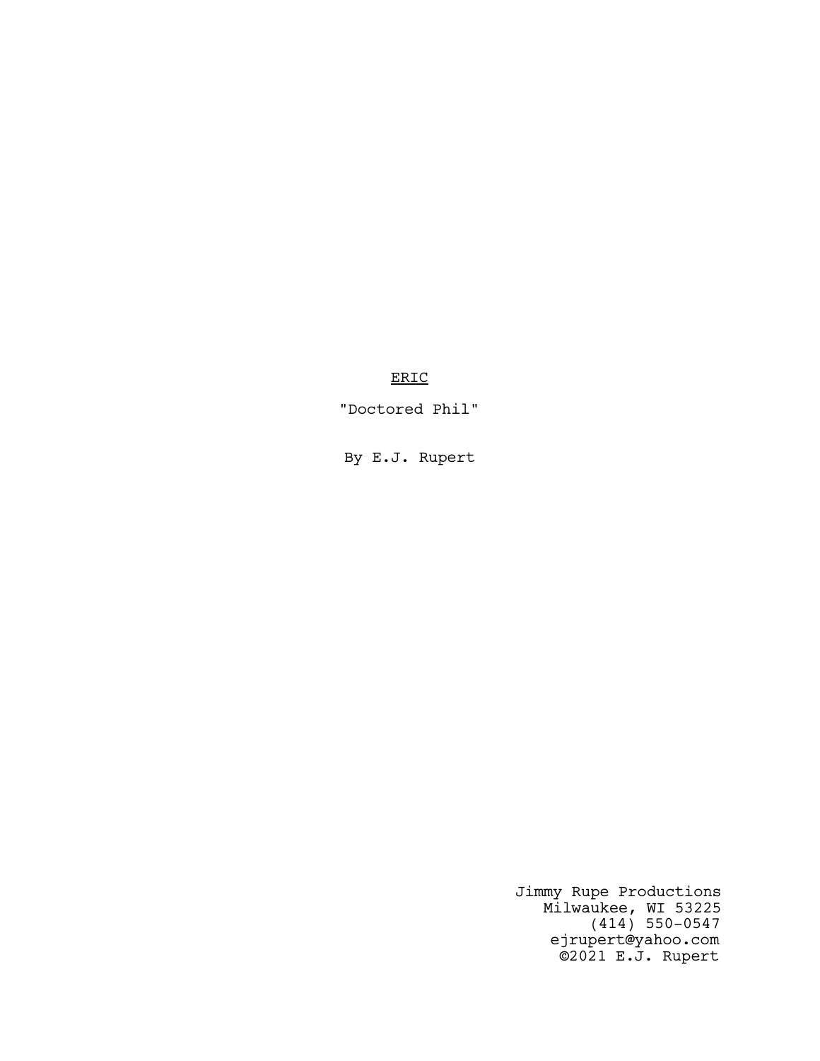<u>ERIC</u>

"Doctored Phil"

By E.J. Rupert

Jimmy Rupe Productions
Milwaukee, WI 53225
(414) 550-0547
ejrupert@yahoo.com
©2021 E.J. Rupert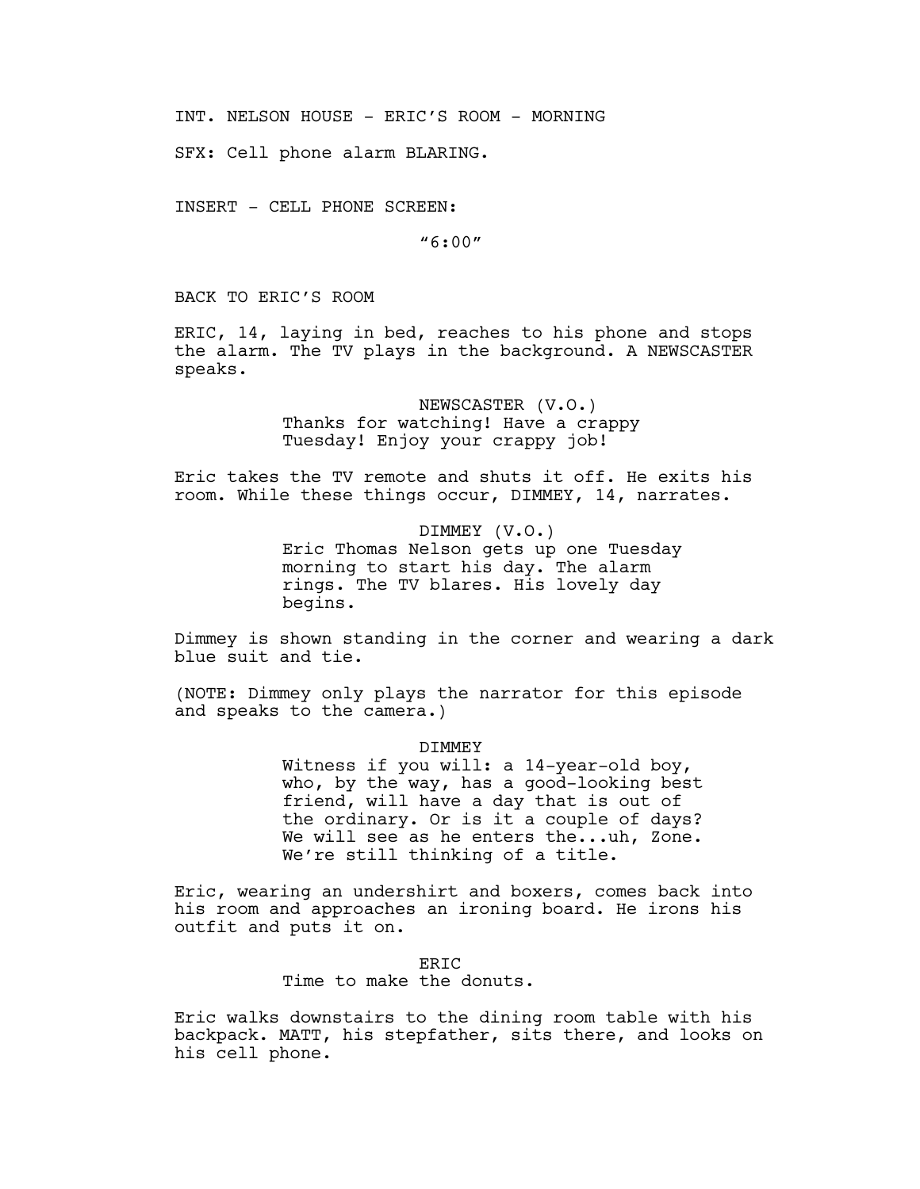INT. NELSON HOUSE - ERIC'S ROOM - MORNING

SFX: Cell phone alarm BLARING.

INSERT - CELL PHONE SCREEN:

"6:00"

BACK TO ERIC'S ROOM

ERIC, 14, laying in bed, reaches to his phone and stops the alarm. The TV plays in the background. A NEWSCASTER speaks.

NEWSCASTER (V.O.)
Thanks for watching! Have a crappy Tuesday! Enjoy your crappy job!

Eric takes the TV remote and shuts it off. He exits his room. While these things occur, DIMMEY, 14, narrates.

DIMMEY (V.O.)
Eric Thomas Nelson gets up one Tuesday morning to start his day. The alarm rings. The TV blares. His lovely day begins.

Dimmey is shown standing in the corner and wearing a dark blue suit and tie.

(NOTE: Dimmey only plays the narrator for this episode and speaks to the camera.)

DIMMEY
Witness if you will: a 14-year-old boy, who, by the way, has a good-looking best friend, will have a day that is out of the ordinary. Or is it a couple of days? We will see as he enters the...uh, Zone. We're still thinking of a title.

Eric, wearing an undershirt and boxers, comes back into his room and approaches an ironing board. He irons his outfit and puts it on.

ERIC
Time to make the donuts.

Eric walks downstairs to the dining room table with his backpack. MATT, his stepfather, sits there, and looks on his cell phone.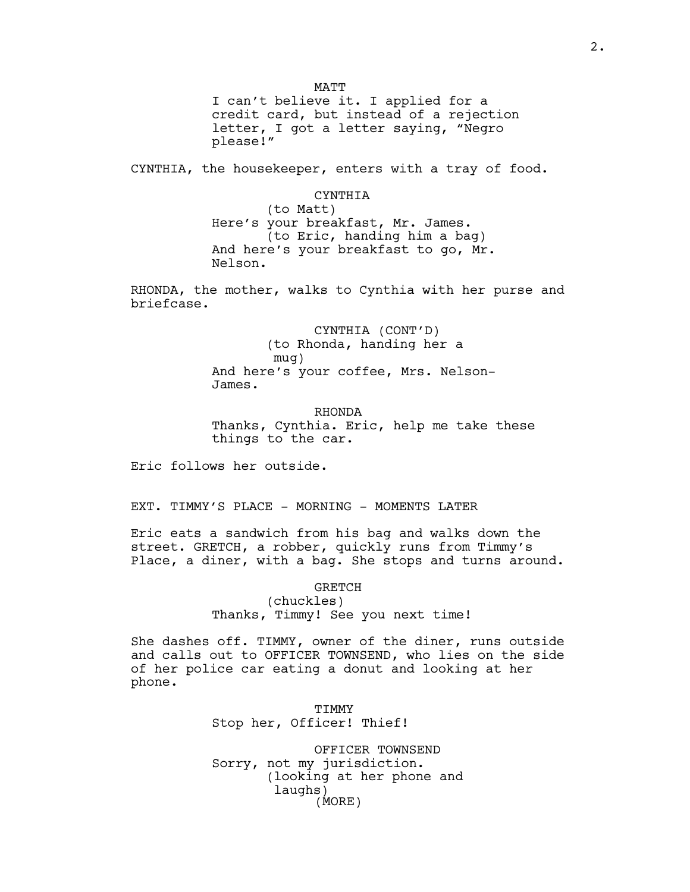MATT

I can't believe it. I applied for a credit card, but instead of a rejection letter, I got a letter saying, "Negro please!"

CYNTHIA, the housekeeper, enters with a tray of food.

CYNTHIA

(to Matt)

Here's your breakfast, Mr. James.

(to Eric, handing him a bag)

And here's your breakfast to go, Mr. Nelson.

RHONDA, the mother, walks to Cynthia with her purse and briefcase.

CYNTHIA (CONT'D)

(to Rhonda, handing her a mug)

And here's your coffee, Mrs. Nelson-James.

RHONDA

Thanks, Cynthia. Eric, help me take these things to the car.

Eric follows her outside.

EXT. TIMMY'S PLACE - MORNING - MOMENTS LATER

Eric eats a sandwich from his bag and walks down the street. GRETCH, a robber, quickly runs from Timmy's Place, a diner, with a bag. She stops and turns around.

GRETCH

(chuckles)

Thanks, Timmy! See you next time!

She dashes off. TIMMY, owner of the diner, runs outside and calls out to OFFICER TOWNSEND, who lies on the side of her police car eating a donut and looking at her phone.

TIMMY

Stop her, Officer! Thief!

OFFICER TOWNSEND

Sorry, not my jurisdiction.

(looking at her phone and laughs)

(MORE)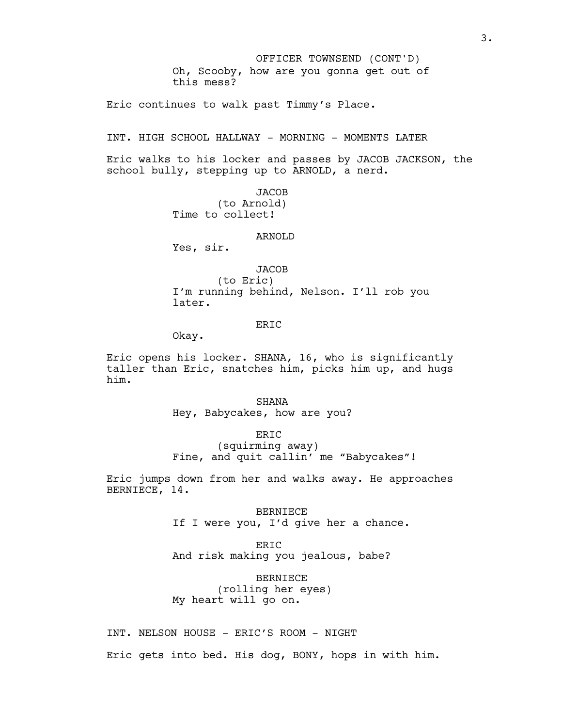OFFICER TOWNSEND (CONT'D)
Oh, Scooby, how are you gonna get out of this mess?

Eric continues to walk past Timmy's Place.

INT. HIGH SCHOOL HALLWAY - MORNING - MOMENTS LATER

Eric walks to his locker and passes by JACOB JACKSON, the school bully, stepping up to ARNOLD, a nerd.

JACOB
(to Arnold)
Time to collect!

ARNOLD
Yes, sir.

JACOB
(to Eric)
I'm running behind, Nelson. I'll rob you later.

ERIC
Okay.

Eric opens his locker. SHANA, 16, who is significantly taller than Eric, snatches him, picks him up, and hugs him.

SHANA
Hey, Babycakes, how are you?

ERIC
(squirming away)
Fine, and quit callin' me "Babycakes"!

Eric jumps down from her and walks away. He approaches BERNIECE, 14.

BERNIECE
If I were you, I'd give her a chance.

ERIC
And risk making you jealous, babe?

BERNIECE
(rolling her eyes)
My heart will go on.

INT. NELSON HOUSE - ERIC'S ROOM - NIGHT

Eric gets into bed. His dog, BONY, hops in with him.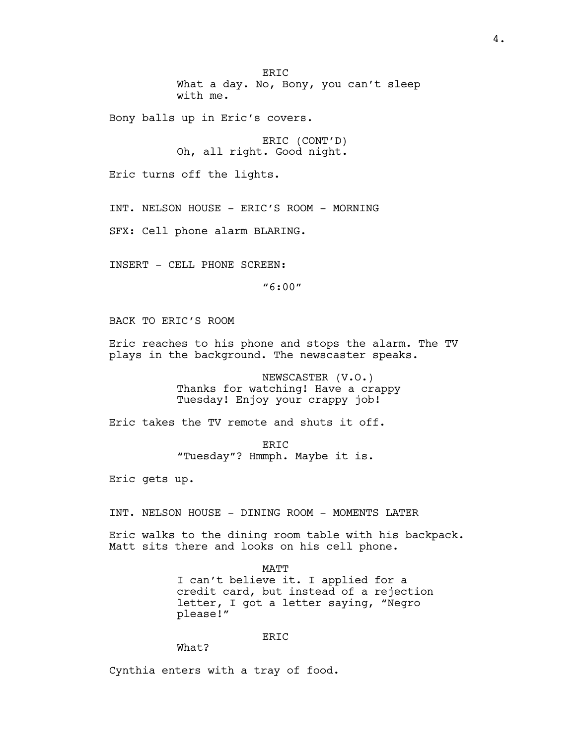ERIC
What a day. No, Bony, you can't sleep with me.

Bony balls up in Eric's covers.

ERIC (CONT'D)
Oh, all right. Good night.

Eric turns off the lights.

INT. NELSON HOUSE - ERIC'S ROOM - MORNING

SFX: Cell phone alarm BLARING.

INSERT - CELL PHONE SCREEN:

"6:00"

BACK TO ERIC'S ROOM

Eric reaches to his phone and stops the alarm. The TV plays in the background. The newscaster speaks.

NEWSCASTER (V.O.)
Thanks for watching! Have a crappy Tuesday! Enjoy your crappy job!

Eric takes the TV remote and shuts it off.

ERIC
"Tuesday"? Hmmph. Maybe it is.

Eric gets up.

INT. NELSON HOUSE - DINING ROOM - MOMENTS LATER

Eric walks to the dining room table with his backpack. Matt sits there and looks on his cell phone.

MATT
I can't believe it. I applied for a credit card, but instead of a rejection letter, I got a letter saying, "Negro please!"

ERIC
What?

Cynthia enters with a tray of food.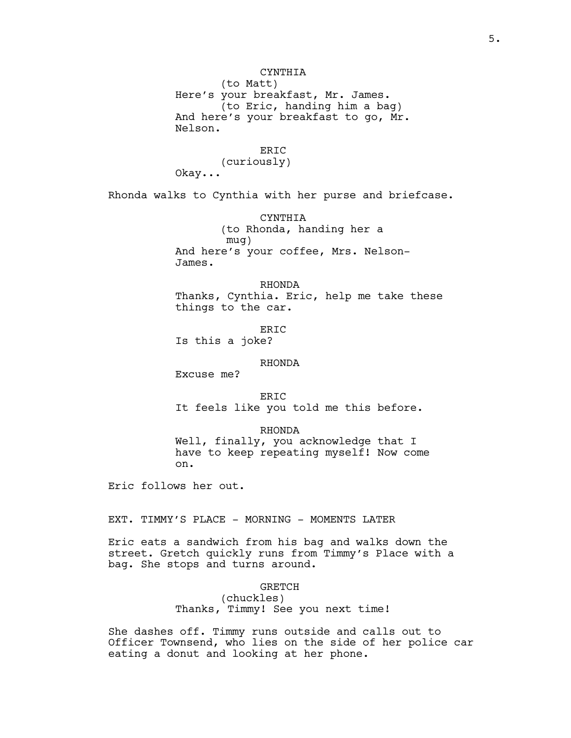CYNTHIA
(to Matt)
Here's your breakfast, Mr. James.
(to Eric, handing him a bag)
And here's your breakfast to go, Mr. Nelson.

ERIC
(curiously)
Okay...

Rhonda walks to Cynthia with her purse and briefcase.

CYNTHIA
(to Rhonda, handing her a mug)
And here's your coffee, Mrs. Nelson-James.

RHONDA
Thanks, Cynthia. Eric, help me take these things to the car.

ERIC
Is this a joke?

RHONDA
Excuse me?

ERIC
It feels like you told me this before.

RHONDA
Well, finally, you acknowledge that I have to keep repeating myself! Now come on.

Eric follows her out.

EXT. TIMMY'S PLACE - MORNING - MOMENTS LATER

Eric eats a sandwich from his bag and walks down the street. Gretch quickly runs from Timmy's Place with a bag. She stops and turns around.

GRETCH
(chuckles)
Thanks, Timmy! See you next time!

She dashes off. Timmy runs outside and calls out to Officer Townsend, who lies on the side of her police car eating a donut and looking at her phone.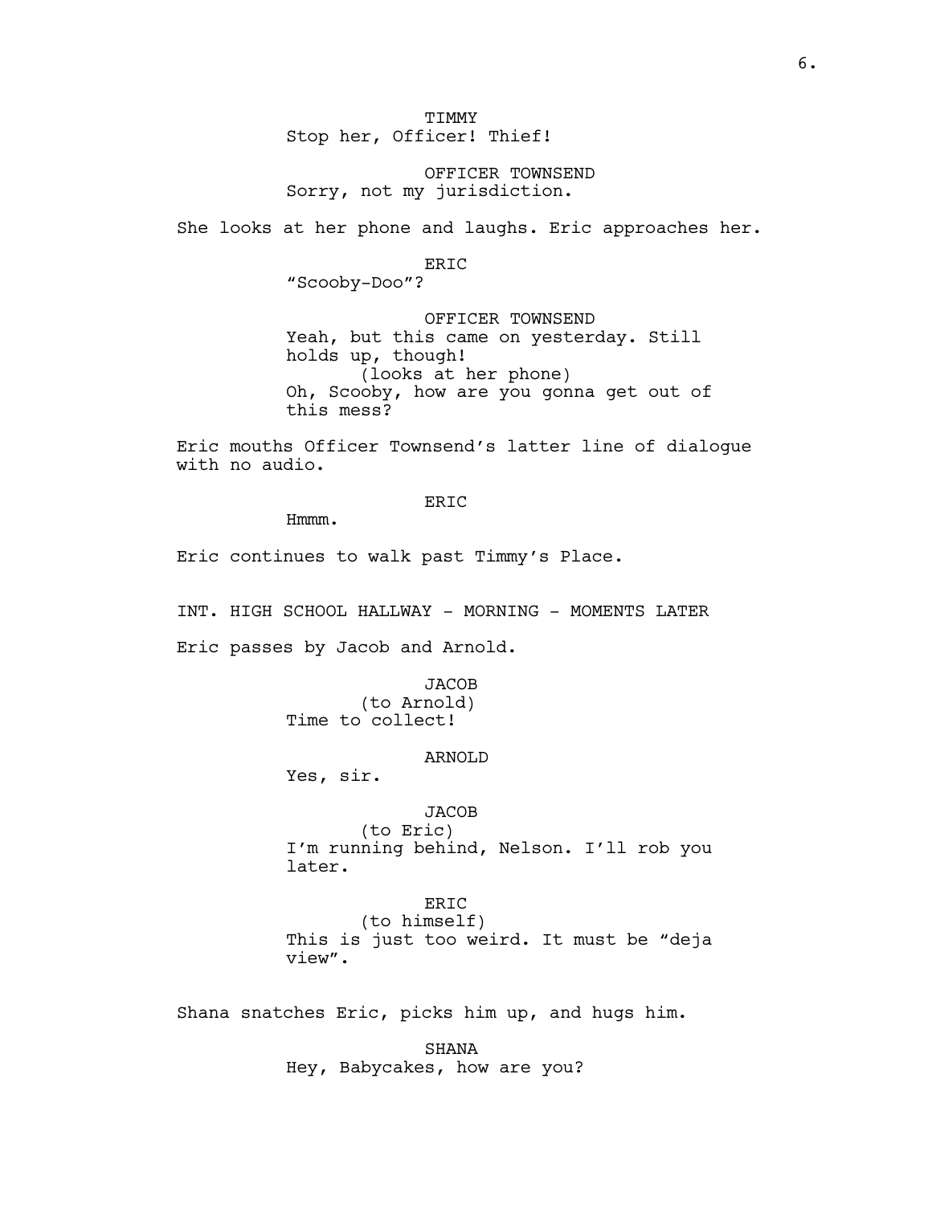TIMMY
Stop her, Officer! Thief!

OFFICER TOWNSEND
Sorry, not my jurisdiction.

She looks at her phone and laughs. Eric approaches her.

ERIC
"Scooby-Doo"?

OFFICER TOWNSEND
Yeah, but this came on yesterday. Still holds up, though!
(looks at her phone)
Oh, Scooby, how are you gonna get out of this mess?

Eric mouths Officer Townsend's latter line of dialogue with no audio.

ERIC
Hmmm.

Eric continues to walk past Timmy's Place.

INT. HIGH SCHOOL HALLWAY - MORNING - MOMENTS LATER

Eric passes by Jacob and Arnold.

JACOB
(to Arnold)
Time to collect!

ARNOLD
Yes, sir.

JACOB
(to Eric)
I'm running behind, Nelson. I'll rob you later.

ERIC
(to himself)
This is just too weird. It must be "deja view".

Shana snatches Eric, picks him up, and hugs him.

SHANA
Hey, Babycakes, how are you?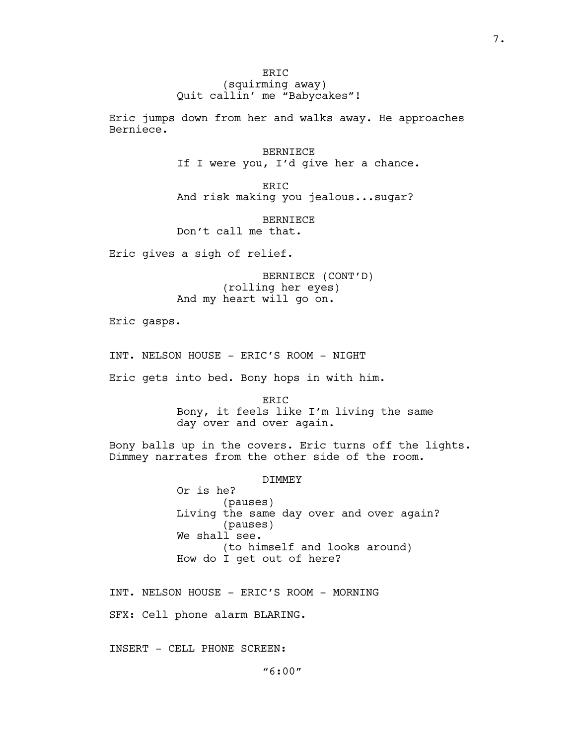ERIC
(squirming away)
Quit callin' me "Babycakes"!

Eric jumps down from her and walks away. He approaches Berniece.

BERNIECE
If I were you, I'd give her a chance.

ERIC
And risk making you jealous...sugar?

BERNIECE
Don't call me that.

Eric gives a sigh of relief.

BERNIECE (CONT'D)
(rolling her eyes)
And my heart will go on.

Eric gasps.

INT. NELSON HOUSE - ERIC'S ROOM - NIGHT

Eric gets into bed. Bony hops in with him.

ERIC
Bony, it feels like I'm living the same day over and over again.

Bony balls up in the covers. Eric turns off the lights. Dimmey narrates from the other side of the room.

DIMMEY
Or is he?
(pauses)
Living the same day over and over again?
(pauses)
We shall see.
(to himself and looks around)
How do I get out of here?

INT. NELSON HOUSE - ERIC'S ROOM - MORNING

SFX: Cell phone alarm BLARING.

INSERT - CELL PHONE SCREEN:

"6:00"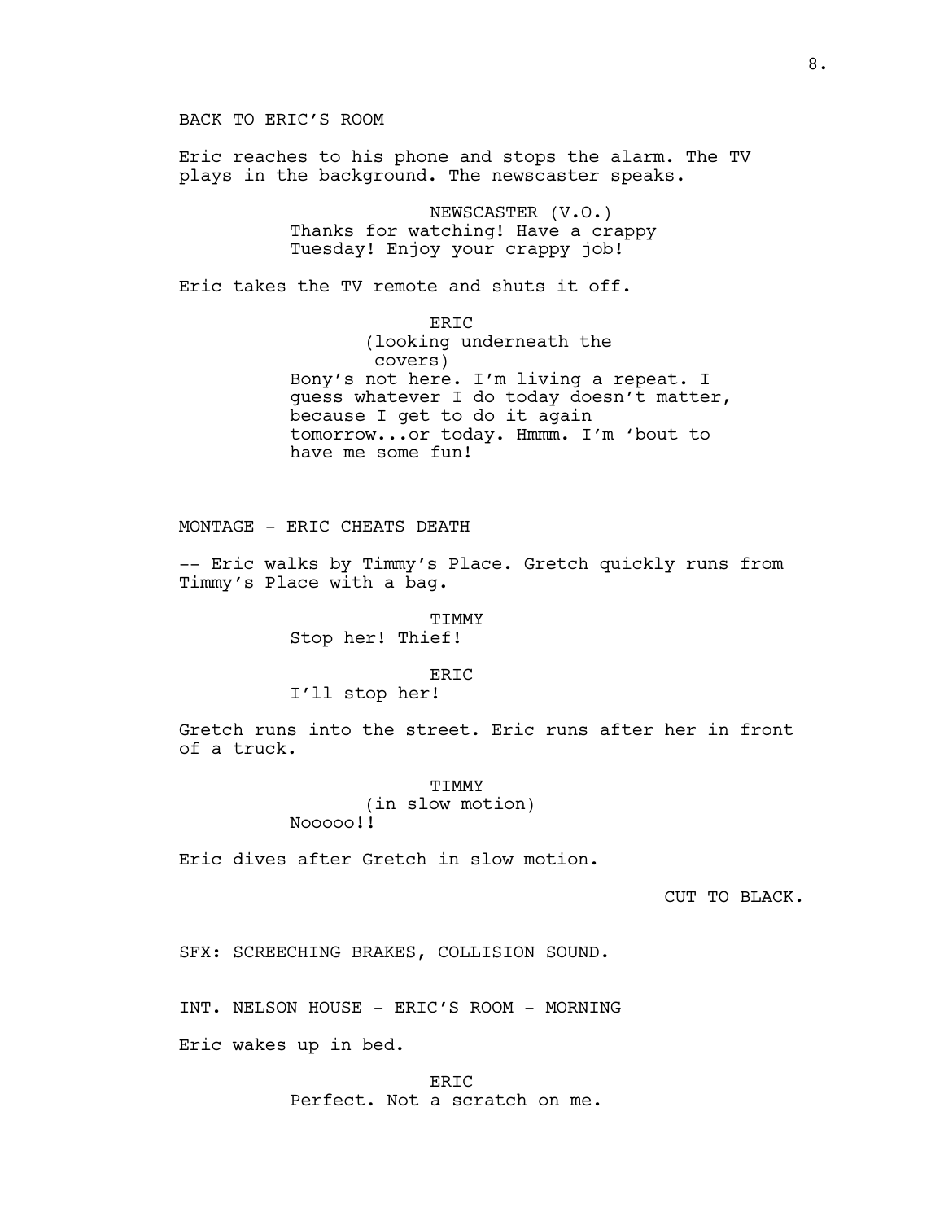BACK TO ERIC'S ROOM

Eric reaches to his phone and stops the alarm. The TV plays in the background. The newscaster speaks.

NEWSCASTER (V.O.)
Thanks for watching! Have a crappy Tuesday! Enjoy your crappy job!

Eric takes the TV remote and shuts it off.

ERIC
(looking underneath the covers)
Bony's not here. I'm living a repeat. I guess whatever I do today doesn't matter, because I get to do it again tomorrow...or today. Hmmm. I'm 'bout to have me some fun!

MONTAGE - ERIC CHEATS DEATH

-- Eric walks by Timmy's Place. Gretch quickly runs from Timmy's Place with a bag.

TIMMY
Stop her! Thief!

ERIC
I'll stop her!

Gretch runs into the street. Eric runs after her in front of a truck.

TIMMY
(in slow motion)
Nooooo!!

Eric dives after Gretch in slow motion.

CUT TO BLACK.

SFX: SCREECHING BRAKES, COLLISION SOUND.

INT. NELSON HOUSE - ERIC'S ROOM - MORNING

Eric wakes up in bed.

ERIC
Perfect. Not a scratch on me.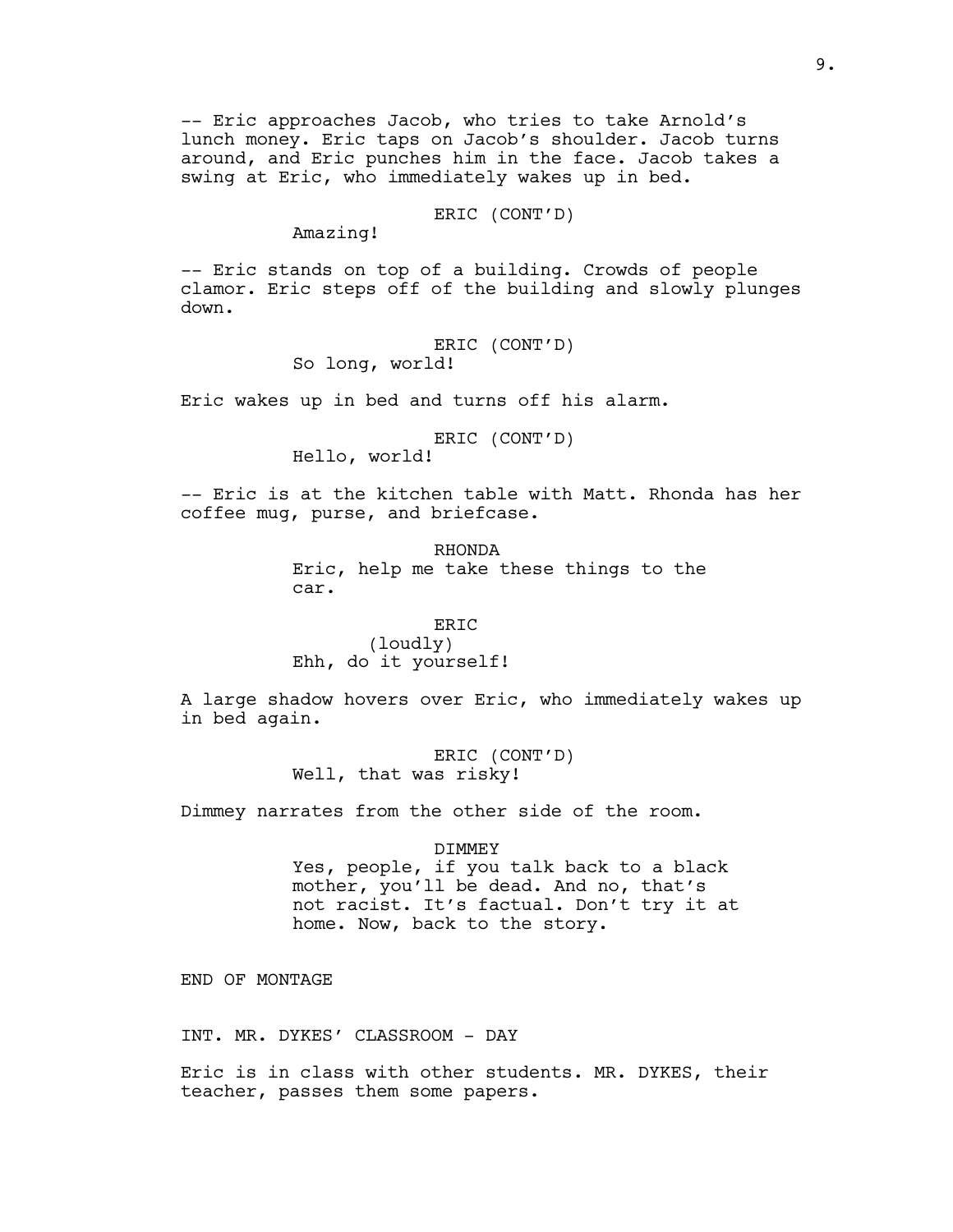-- Eric approaches Jacob, who tries to take Arnold's lunch money. Eric taps on Jacob's shoulder. Jacob turns around, and Eric punches him in the face. Jacob takes a swing at Eric, who immediately wakes up in bed.

ERIC (CONT'D)
Amazing!

-- Eric stands on top of a building. Crowds of people clamor. Eric steps off of the building and slowly plunges down.

ERIC (CONT'D)
So long, world!

Eric wakes up in bed and turns off his alarm.

ERIC (CONT'D)
Hello, world!

-- Eric is at the kitchen table with Matt. Rhonda has her coffee mug, purse, and briefcase.

RHONDA
Eric, help me take these things to the car.

ERIC
(loudly)
Ehh, do it yourself!

A large shadow hovers over Eric, who immediately wakes up in bed again.

ERIC (CONT'D)
Well, that was risky!

Dimmey narrates from the other side of the room.

DIMMEY
Yes, people, if you talk back to a black mother, you'll be dead. And no, that's not racist. It's factual. Don't try it at home. Now, back to the story.

END OF MONTAGE

INT. MR. DYKES' CLASSROOM - DAY

Eric is in class with other students. MR. DYKES, their teacher, passes them some papers.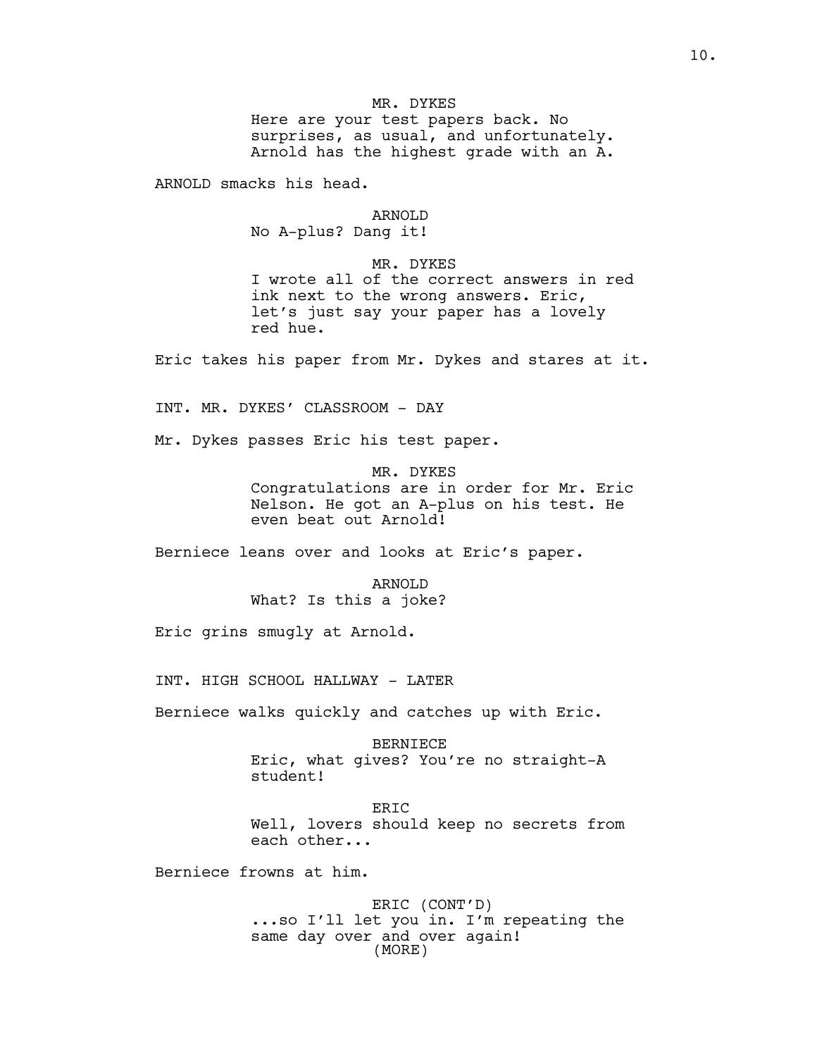MR. DYKES
Here are your test papers back. No surprises, as usual, and unfortunately. Arnold has the highest grade with an A.

ARNOLD smacks his head.

ARNOLD
No A-plus? Dang it!

MR. DYKES
I wrote all of the correct answers in red ink next to the wrong answers. Eric, let's just say your paper has a lovely red hue.

Eric takes his paper from Mr. Dykes and stares at it.

INT. MR. DYKES' CLASSROOM - DAY

Mr. Dykes passes Eric his test paper.

MR. DYKES
Congratulations are in order for Mr. Eric Nelson. He got an A-plus on his test. He even beat out Arnold!

Berniece leans over and looks at Eric's paper.

ARNOLD
What? Is this a joke?

Eric grins smugly at Arnold.

INT. HIGH SCHOOL HALLWAY - LATER

Berniece walks quickly and catches up with Eric.

BERNIECE
Eric, what gives? You're no straight-A student!

ERIC
Well, lovers should keep no secrets from each other...

Berniece frowns at him.

ERIC (CONT'D)
...so I'll let you in. I'm repeating the same day over and over again!
(MORE)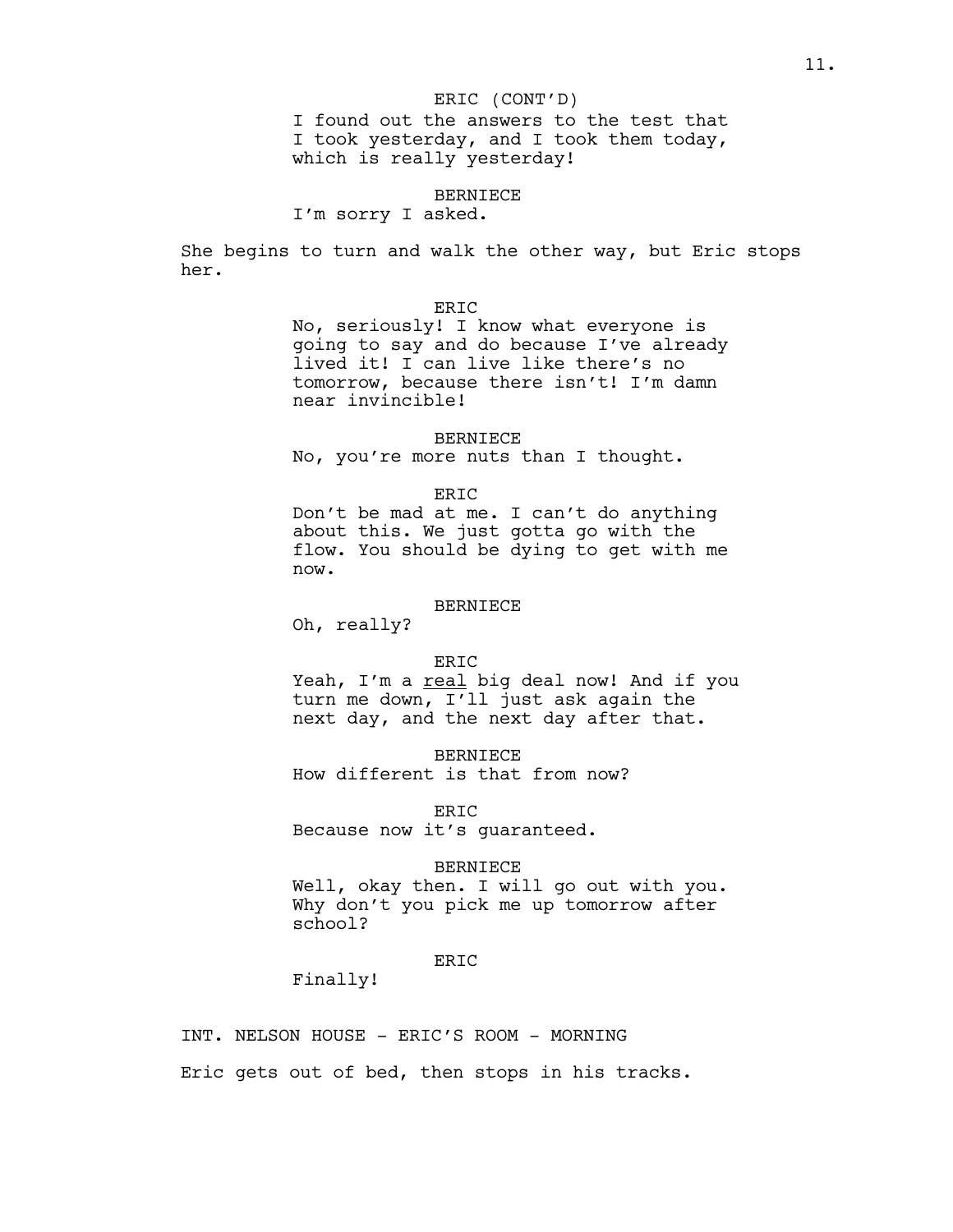ERIC (CONT'D)
I found out the answers to the test that I took yesterday, and I took them today, which is really yesterday!

BERNIECE
I'm sorry I asked.

She begins to turn and walk the other way, but Eric stops her.

ERIC
No, seriously! I know what everyone is going to say and do because I've already lived it! I can live like there's no tomorrow, because there isn't! I'm damn near invincible!

BERNIECE
No, you're more nuts than I thought.

ERIC
Don't be mad at me. I can't do anything about this. We just gotta go with the flow. You should be dying to get with me now.

BERNIECE
Oh, really?

ERIC
Yeah, I'm a <u>real</u> big deal now! And if you turn me down, I'll just ask again the next day, and the next day after that.

BERNIECE
How different is that from now?

ERIC
Because now it's guaranteed.

BERNIECE
Well, okay then. I will go out with you. Why don't you pick me up tomorrow after school?

ERIC
Finally!

INT. NELSON HOUSE - ERIC'S ROOM - MORNING

Eric gets out of bed, then stops in his tracks.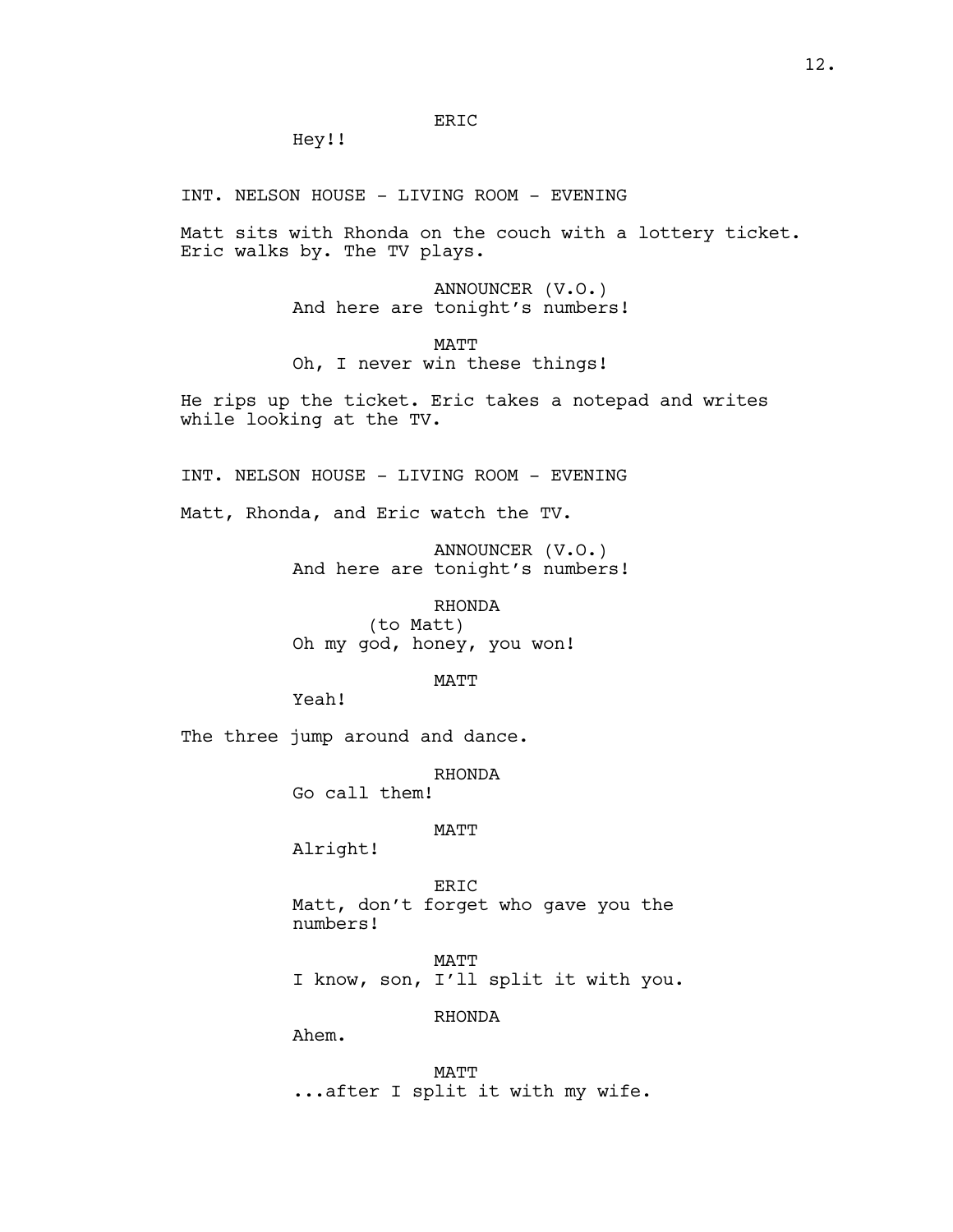ERIC

Hey!!

INT. NELSON HOUSE - LIVING ROOM - EVENING

Matt sits with Rhonda on the couch with a lottery ticket. Eric walks by. The TV plays.

ANNOUNCER (V.O.)

And here are tonight's numbers!

MATT

Oh, I never win these things!

He rips up the ticket. Eric takes a notepad and writes while looking at the TV.

INT. NELSON HOUSE - LIVING ROOM - EVENING

Matt, Rhonda, and Eric watch the TV.

ANNOUNCER (V.O.)

And here are tonight's numbers!

RHONDA

(to Matt)

Oh my god, honey, you won!

MATT

Yeah!

The three jump around and dance.

RHONDA

Go call them!

MATT

Alright!

ERIC

Matt, don't forget who gave you the numbers!

MATT

I know, son, I'll split it with you.

RHONDA

Ahem.

MATT

...after I split it with my wife.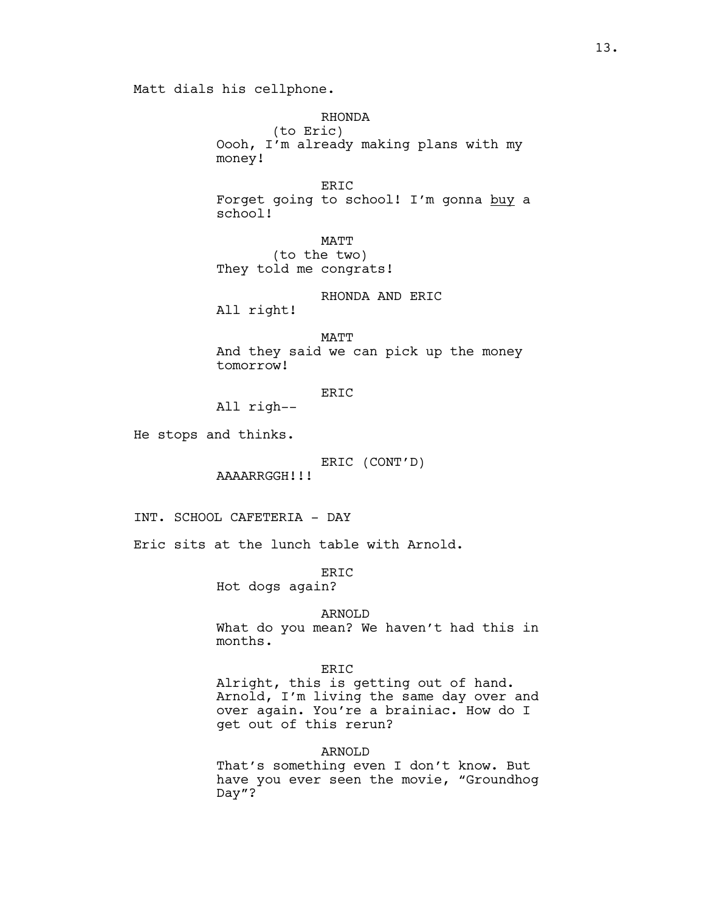Matt dials his cellphone.

RHONDA
(to Eric)
Oooh, I'm already making plans with my money!

ERIC
Forget going to school! I'm gonna <u>buy</u> a school!

MATT
(to the two)
They told me congrats!

RHONDA AND ERIC
All right!

MATT
And they said we can pick up the money tomorrow!

ERIC
All righ--

He stops and thinks.

ERIC (CONT'D)
AAAARRGGH!!!

INT. SCHOOL CAFETERIA - DAY

Eric sits at the lunch table with Arnold.

ERIC
Hot dogs again?

ARNOLD
What do you mean? We haven't had this in months.

ERIC
Alright, this is getting out of hand. Arnold, I'm living the same day over and over again. You're a brainiac. How do I get out of this rerun?

ARNOLD
That's something even I don't know. But have you ever seen the movie, "Groundhog Day"?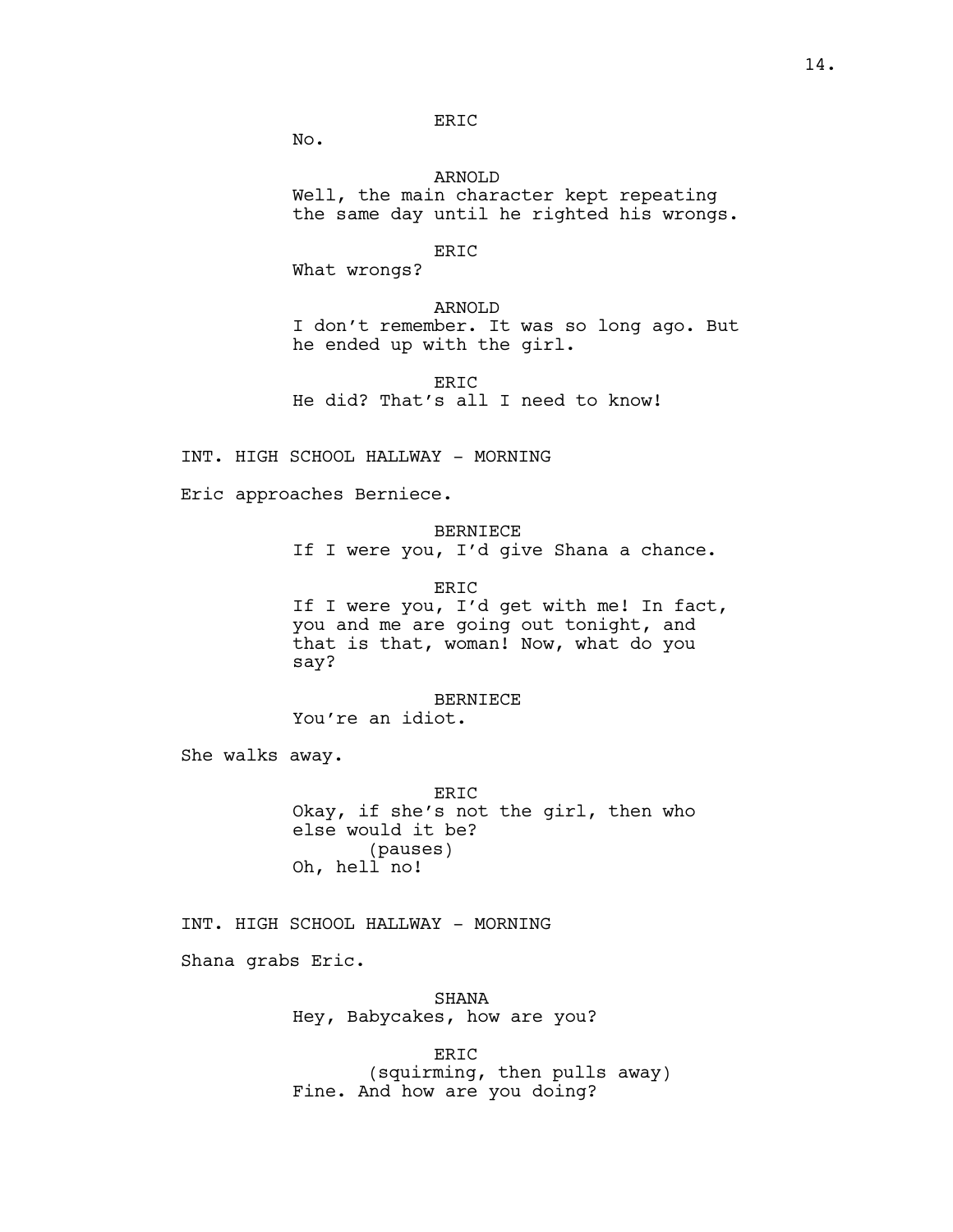ERIC

No.

ARNOLD

Well, the main character kept repeating the same day until he righted his wrongs.

ERIC

What wrongs?

ARNOLD

I don't remember. It was so long ago. But he ended up with the girl.

ERIC

He did? That's all I need to know!

INT. HIGH SCHOOL HALLWAY - MORNING

Eric approaches Berniece.

BERNIECE

If I were you, I'd give Shana a chance.

ERIC

If I were you, I'd get with me! In fact, you and me are going out tonight, and that is that, woman! Now, what do you say?

BERNIECE

You're an idiot.

She walks away.

ERIC

Okay, if she's not the girl, then who else would it be?

(pauses)

Oh, hell no!

INT. HIGH SCHOOL HALLWAY - MORNING

Shana grabs Eric.

SHANA

Hey, Babycakes, how are you?

ERIC

(squirming, then pulls away)

Fine. And how are you doing?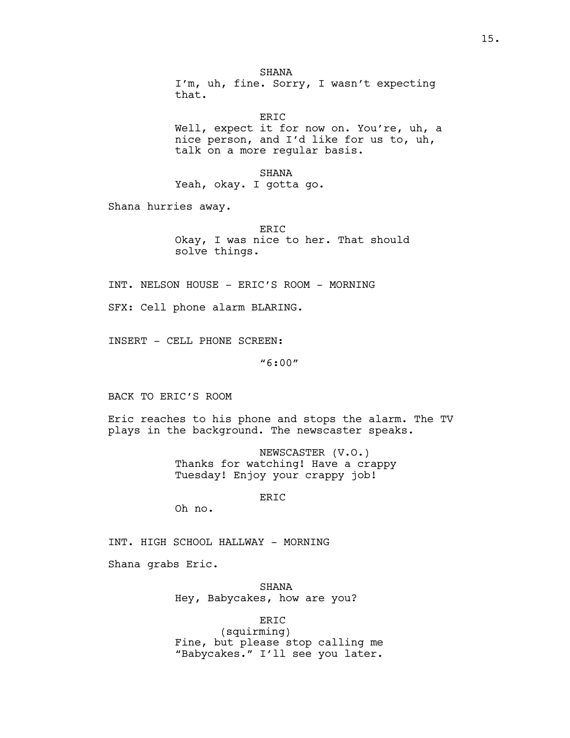SHANA
I'm, uh, fine. Sorry, I wasn't expecting that.

ERIC
Well, expect it for now on. You're, uh, a nice person, and I'd like for us to, uh, talk on a more regular basis.

SHANA
Yeah, okay. I gotta go.

Shana hurries away.

ERIC
Okay, I was nice to her. That should solve things.

INT. NELSON HOUSE - ERIC'S ROOM - MORNING

SFX: Cell phone alarm BLARING.

INSERT - CELL PHONE SCREEN:

"6:00"

BACK TO ERIC'S ROOM

Eric reaches to his phone and stops the alarm. The TV plays in the background. The newscaster speaks.

NEWSCASTER (V.O.)
Thanks for watching! Have a crappy Tuesday! Enjoy your crappy job!

ERIC
Oh no.

INT. HIGH SCHOOL HALLWAY - MORNING

Shana grabs Eric.

SHANA
Hey, Babycakes, how are you?

ERIC
(squirming)
Fine, but please stop calling me "Babycakes." I'll see you later.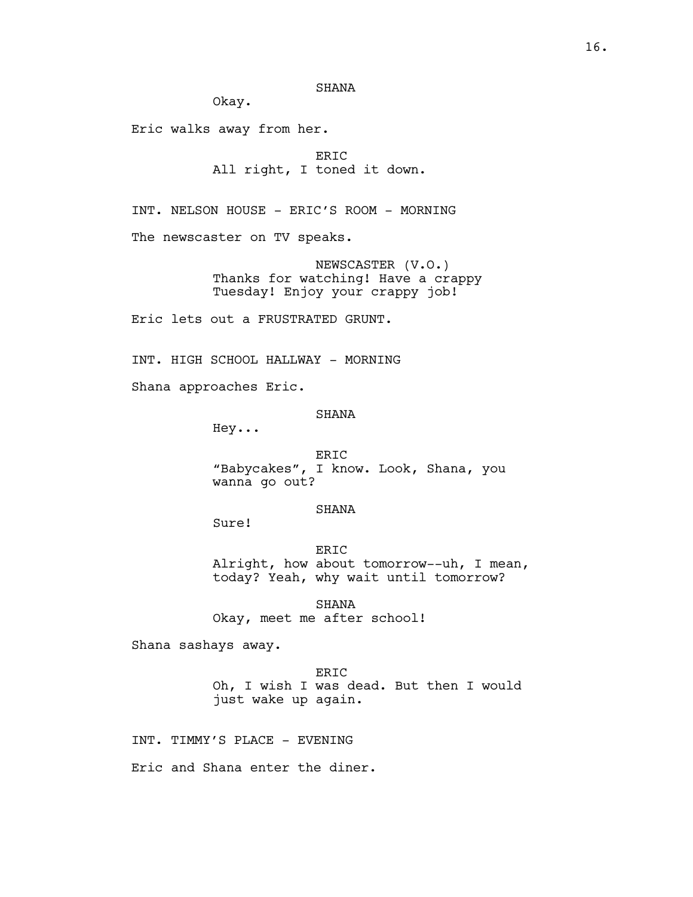SHANA

Okay.

Eric walks away from her.

ERIC

All right, I toned it down.

INT. NELSON HOUSE - ERIC'S ROOM - MORNING

The newscaster on TV speaks.

NEWSCASTER (V.O.)

Thanks for watching! Have a crappy Tuesday! Enjoy your crappy job!

Eric lets out a FRUSTRATED GRUNT.

INT. HIGH SCHOOL HALLWAY - MORNING

Shana approaches Eric.

SHANA

Hey...

ERIC

"Babycakes", I know. Look, Shana, you wanna go out?

SHANA

Sure!

ERIC

Alright, how about tomorrow--uh, I mean, today? Yeah, why wait until tomorrow?

SHANA

Okay, meet me after school!

Shana sashays away.

ERIC

Oh, I wish I was dead. But then I would just wake up again.

INT. TIMMY'S PLACE - EVENING

Eric and Shana enter the diner.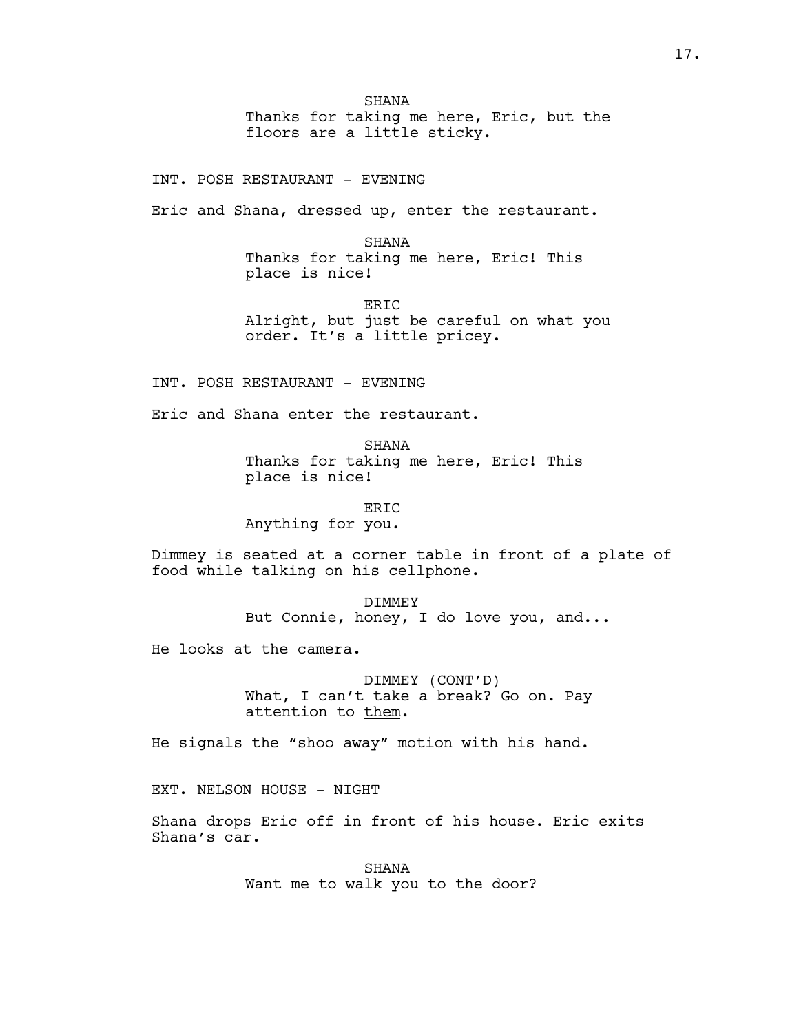SHANA
Thanks for taking me here, Eric, but the floors are a little sticky.

INT. POSH RESTAURANT - EVENING

Eric and Shana, dressed up, enter the restaurant.

SHANA
Thanks for taking me here, Eric! This place is nice!

ERIC
Alright, but just be careful on what you order. It's a little pricey.

INT. POSH RESTAURANT - EVENING

Eric and Shana enter the restaurant.

SHANA
Thanks for taking me here, Eric! This place is nice!

ERIC
Anything for you.

Dimmey is seated at a corner table in front of a plate of food while talking on his cellphone.

DIMMEY
But Connie, honey, I do love you, and...

He looks at the camera.

DIMMEY (CONT'D)
What, I can't take a break? Go on. Pay attention to <u>them</u>.

He signals the "shoo away" motion with his hand.

EXT. NELSON HOUSE - NIGHT

Shana drops Eric off in front of his house. Eric exits Shana's car.

SHANA
Want me to walk you to the door?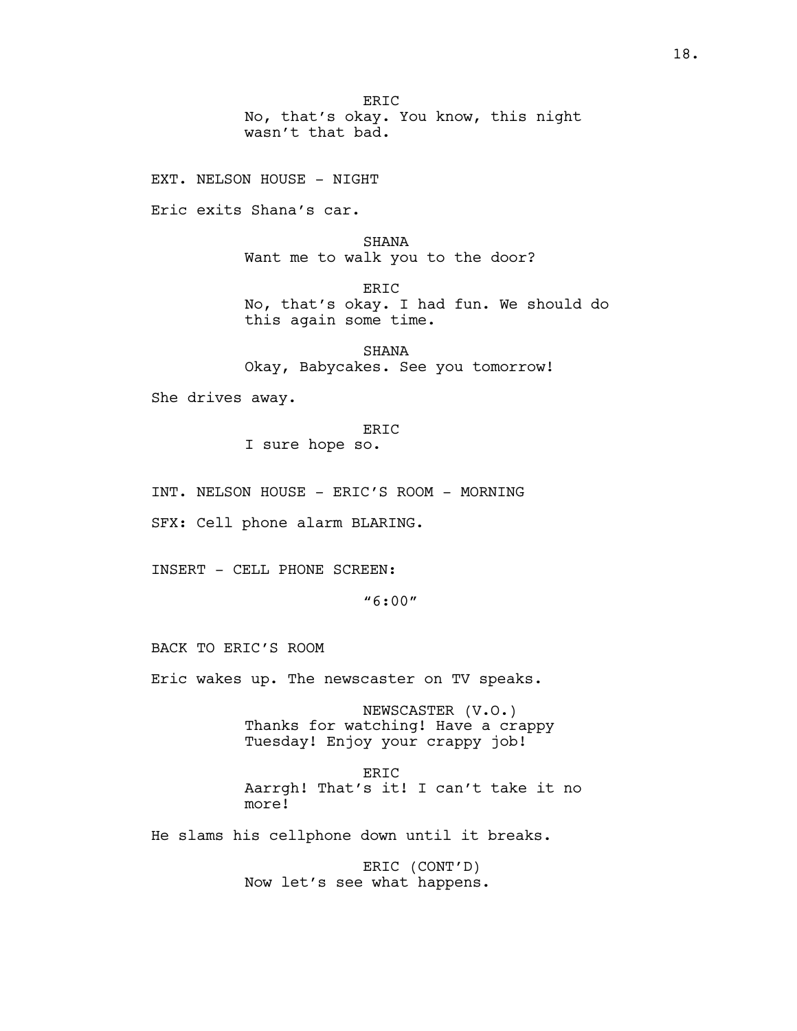ERIC
No, that's okay. You know, this night wasn't that bad.

EXT. NELSON HOUSE - NIGHT

Eric exits Shana's car.

SHANA
Want me to walk you to the door?

ERIC
No, that's okay. I had fun. We should do this again some time.

SHANA
Okay, Babycakes. See you tomorrow!

She drives away.

ERIC
I sure hope so.

INT. NELSON HOUSE - ERIC'S ROOM - MORNING

SFX: Cell phone alarm BLARING.

INSERT - CELL PHONE SCREEN:

"6:00"

BACK TO ERIC'S ROOM

Eric wakes up. The newscaster on TV speaks.

NEWSCASTER (V.O.)
Thanks for watching! Have a crappy Tuesday! Enjoy your crappy job!

ERIC
Aarrgh! That's it! I can't take it no more!

He slams his cellphone down until it breaks.

ERIC (CONT'D)
Now let's see what happens.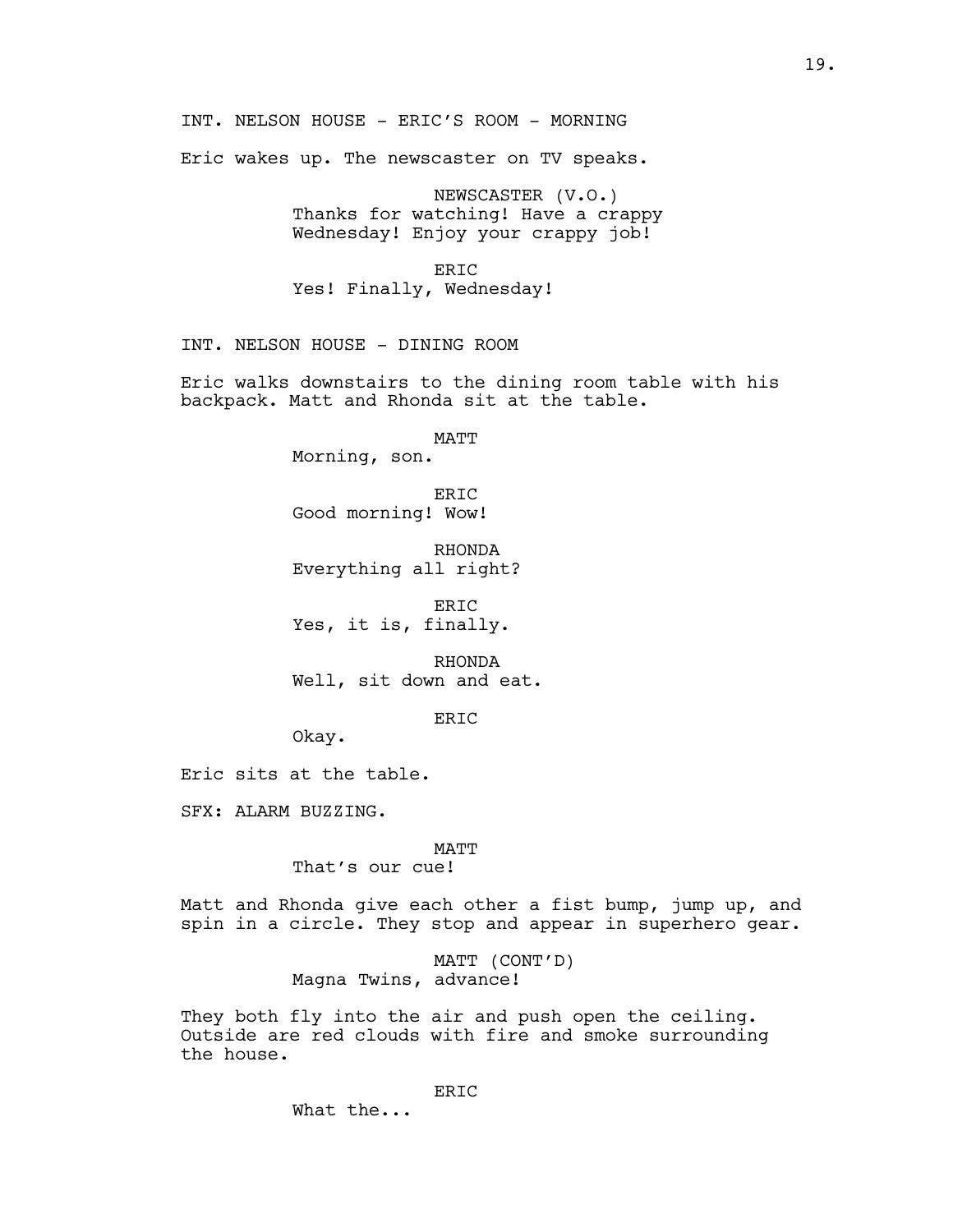INT. NELSON HOUSE - ERIC'S ROOM - MORNING

Eric wakes up. The newscaster on TV speaks.

NEWSCASTER (V.O.)
Thanks for watching! Have a crappy Wednesday! Enjoy your crappy job!

ERIC
Yes! Finally, Wednesday!

INT. NELSON HOUSE - DINING ROOM

Eric walks downstairs to the dining room table with his backpack. Matt and Rhonda sit at the table.

MATT
Morning, son.

ERIC
Good morning! Wow!

RHONDA
Everything all right?

ERIC
Yes, it is, finally.

RHONDA
Well, sit down and eat.

ERIC
Okay.

Eric sits at the table.

SFX: ALARM BUZZING.

MATT
That's our cue!

Matt and Rhonda give each other a fist bump, jump up, and spin in a circle. They stop and appear in superhero gear.

MATT (CONT'D)
Magna Twins, advance!

They both fly into the air and push open the ceiling. Outside are red clouds with fire and smoke surrounding the house.

ERIC
What the...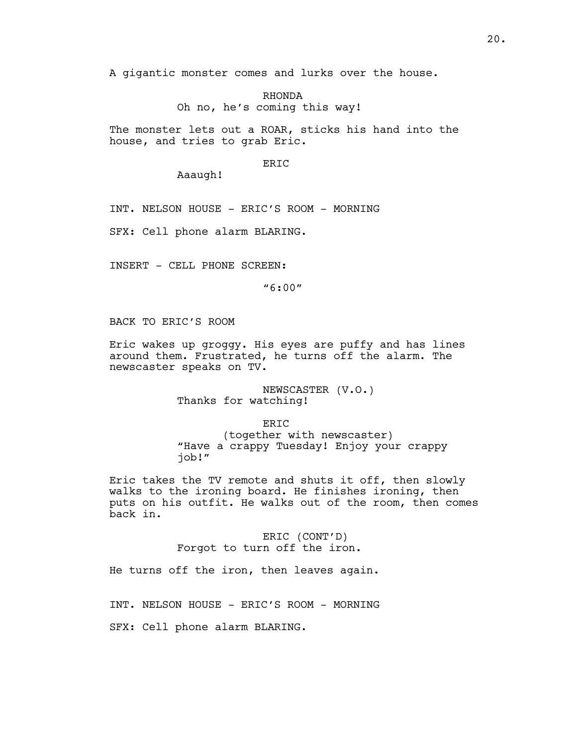A gigantic monster comes and lurks over the house.

RHONDA
Oh no, he's coming this way!

The monster lets out a ROAR, sticks his hand into the house, and tries to grab Eric.

ERIC
Aaaugh!

INT. NELSON HOUSE - ERIC'S ROOM - MORNING

SFX: Cell phone alarm BLARING.

INSERT - CELL PHONE SCREEN:

"6:00"

BACK TO ERIC'S ROOM

Eric wakes up groggy. His eyes are puffy and has lines around them. Frustrated, he turns off the alarm. The newscaster speaks on TV.

NEWSCASTER (V.O.)
Thanks for watching!

ERIC
(together with newscaster)
"Have a crappy Tuesday! Enjoy your crappy job!"

Eric takes the TV remote and shuts it off, then slowly walks to the ironing board. He finishes ironing, then puts on his outfit. He walks out of the room, then comes back in.

ERIC (CONT'D)
Forgot to turn off the iron.

He turns off the iron, then leaves again.

INT. NELSON HOUSE - ERIC'S ROOM - MORNING

SFX: Cell phone alarm BLARING.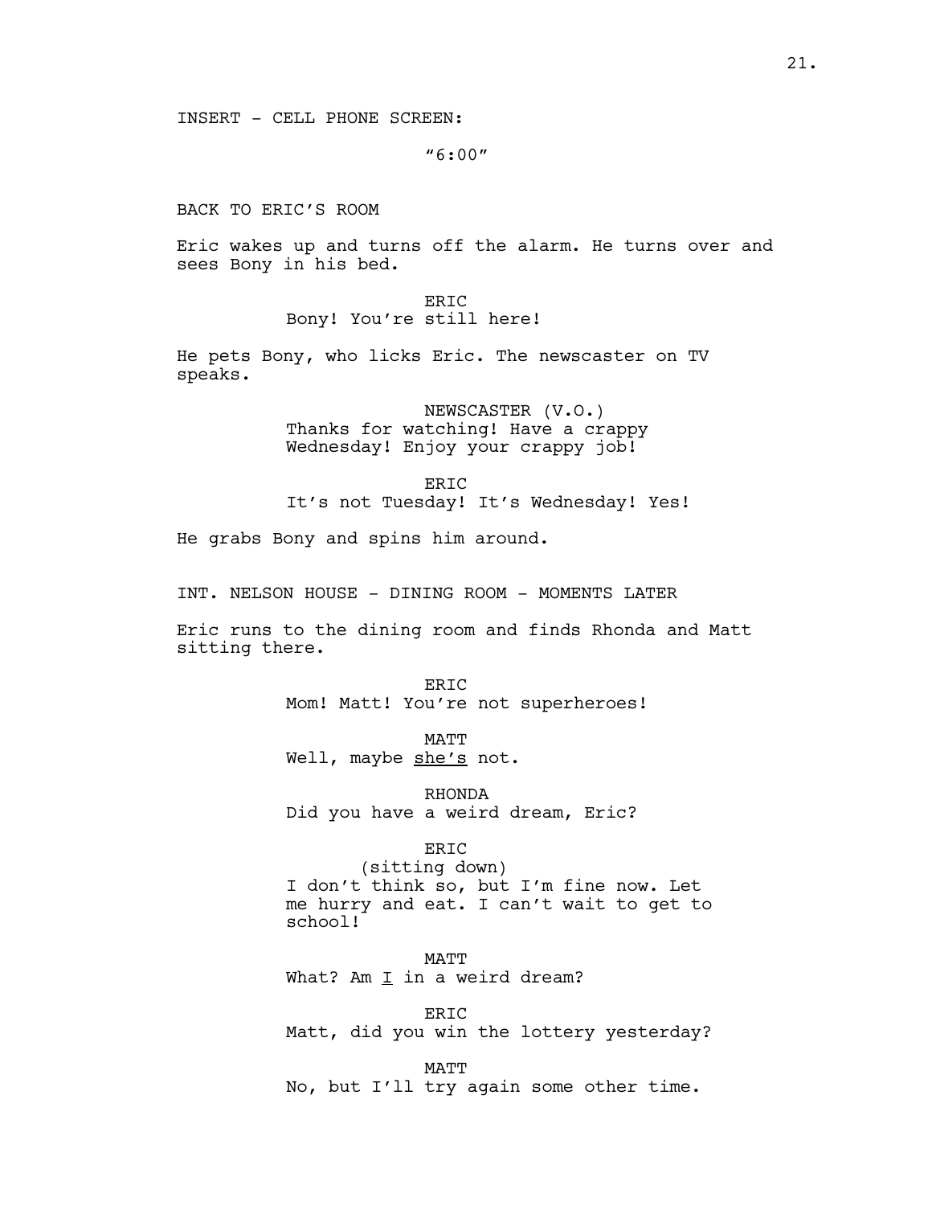INSERT - CELL PHONE SCREEN:

"6:00"

BACK TO ERIC'S ROOM

Eric wakes up and turns off the alarm. He turns over and sees Bony in his bed.

ERIC
Bony! You're still here!

He pets Bony, who licks Eric. The newscaster on TV speaks.

NEWSCASTER (V.O.)
Thanks for watching! Have a crappy Wednesday! Enjoy your crappy job!

ERIC
It's not Tuesday! It's Wednesday! Yes!

He grabs Bony and spins him around.

INT. NELSON HOUSE - DINING ROOM - MOMENTS LATER

Eric runs to the dining room and finds Rhonda and Matt sitting there.

ERIC
Mom! Matt! You're not superheroes!

MATT
Well, maybe <u>she's</u> not.

RHONDA
Did you have a weird dream, Eric?

ERIC
(sitting down)
I don't think so, but I'm fine now. Let me hurry and eat. I can't wait to get to school!

MATT
What? Am <u>I</u> in a weird dream?

ERIC
Matt, did you win the lottery yesterday?

MATT
No, but I'll try again some other time.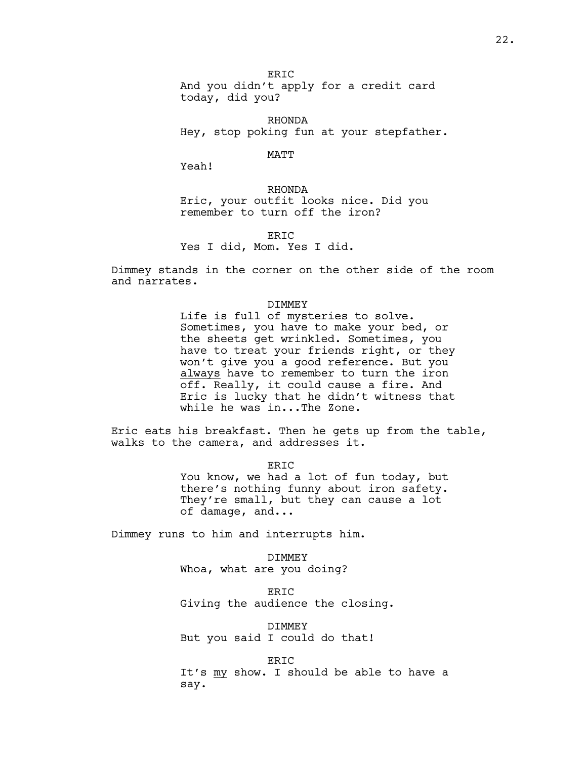ERIC

And you didn't apply for a credit card today, did you?

RHONDA

Hey, stop poking fun at your stepfather.

MATT

Yeah!

RHONDA

Eric, your outfit looks nice. Did you remember to turn off the iron?

ERIC

Yes I did, Mom. Yes I did.

Dimmey stands in the corner on the other side of the room and narrates.

DIMMEY

Life is full of mysteries to solve. Sometimes, you have to make your bed, or the sheets get wrinkled. Sometimes, you have to treat your friends right, or they won't give you a good reference. But you <u>always</u> have to remember to turn the iron off. Really, it could cause a fire. And Eric is lucky that he didn't witness that while he was in...The Zone.

Eric eats his breakfast. Then he gets up from the table, walks to the camera, and addresses it.

ERIC

You know, we had a lot of fun today, but there's nothing funny about iron safety. They're small, but they can cause a lot of damage, and...

Dimmey runs to him and interrupts him.

DIMMEY

Whoa, what are you doing?

ERIC

Giving the audience the closing.

DIMMEY

But you said I could do that!

ERIC

It's <u>my</u> show. I should be able to have a say.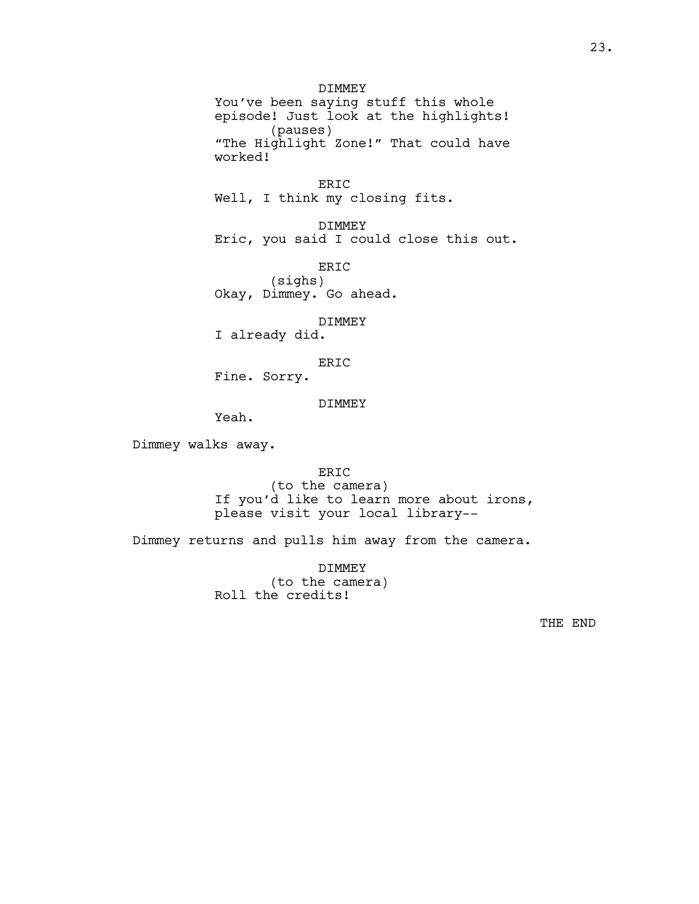DIMMEY
You've been saying stuff this whole episode! Just look at the highlights!
(pauses)
"The Highlight Zone!" That could have worked!

ERIC
Well, I think my closing fits.

DIMMEY
Eric, you said I could close this out.

ERIC
(sighs)
Okay, Dimmey. Go ahead.

DIMMEY
I already did.

ERIC
Fine. Sorry.

DIMMEY
Yeah.

Dimmey walks away.

ERIC
(to the camera)
If you'd like to learn more about irons, please visit your local library--

Dimmey returns and pulls him away from the camera.

DIMMEY
(to the camera)
Roll the credits!

THE END